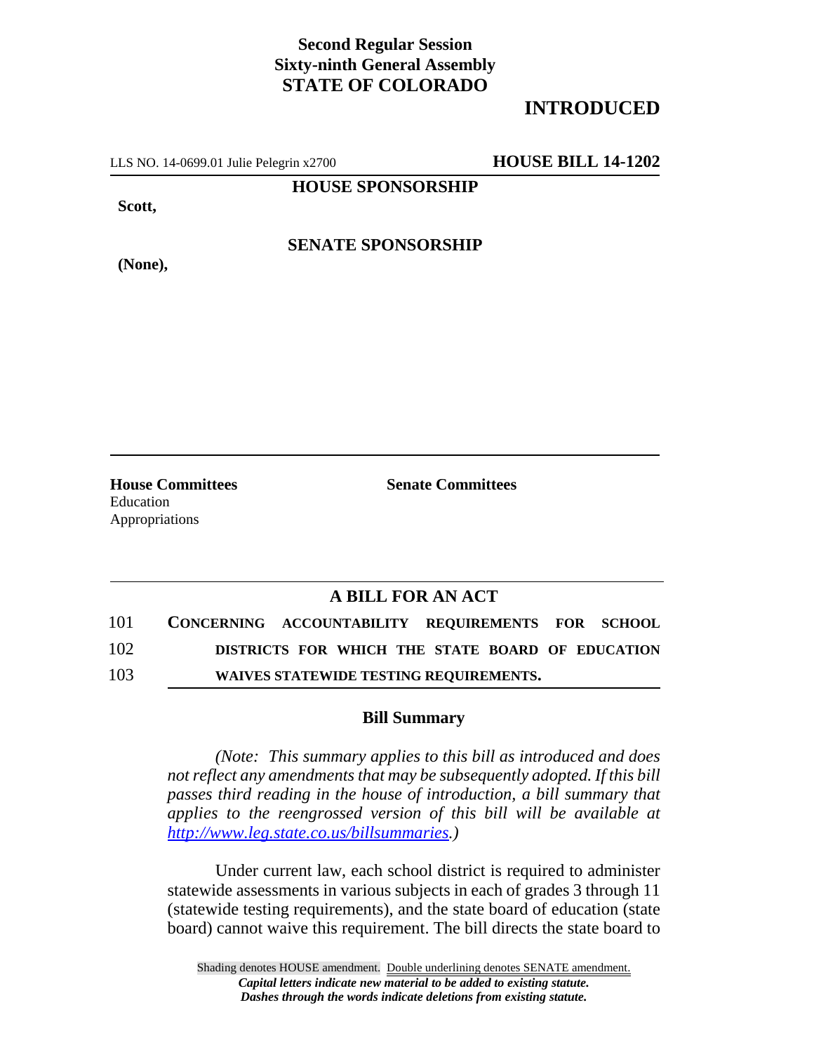**Second Regular Session**
**Sixty-ninth General Assembly**
**STATE OF COLORADO**

## INTRODUCTED

LLS NO. 14-0699.01 Julie Pelegrin x2700 **HOUSE BILL 14-1202**

**HOUSE SPONSORSHIP**

**Scott,**

**SENATE SPONSORSHIP**

**(None),**

| **House Committees** | **Senate Committees** |
|---|---|
| Education | |
| Appropriations | |

## A BILL FOR AN ACT

101 **CONCERNING ACCOUNTABILITY REQUIREMENTS FOR SCHOOL**
102 **DISTRICTS FOR WHICH THE STATE BOARD OF EDUCATION**
103 **WAIVES STATEWIDE TESTING REQUIREMENTS.**

### Bill Summary

*(Note: This summary applies to this bill as introduced and does not reflect any amendments that may be subsequently adopted. If this bill passes third reading in the house of introduction, a bill summary that applies to the reengrossed version of this bill will be available at http://www.leg.state.co.us/billsummaries.)*

Under current law, each school district is required to administer statewide assessments in various subjects in each of grades 3 through 11 (statewide testing requirements), and the state board of education (state board) cannot waive this requirement. The bill directs the state board to

Shading denotes HOUSE amendment. Double underlining denotes SENATE amendment.
*Capital letters indicate new material to be added to existing statute.*
*Dashes through the words indicate deletions from existing statute.*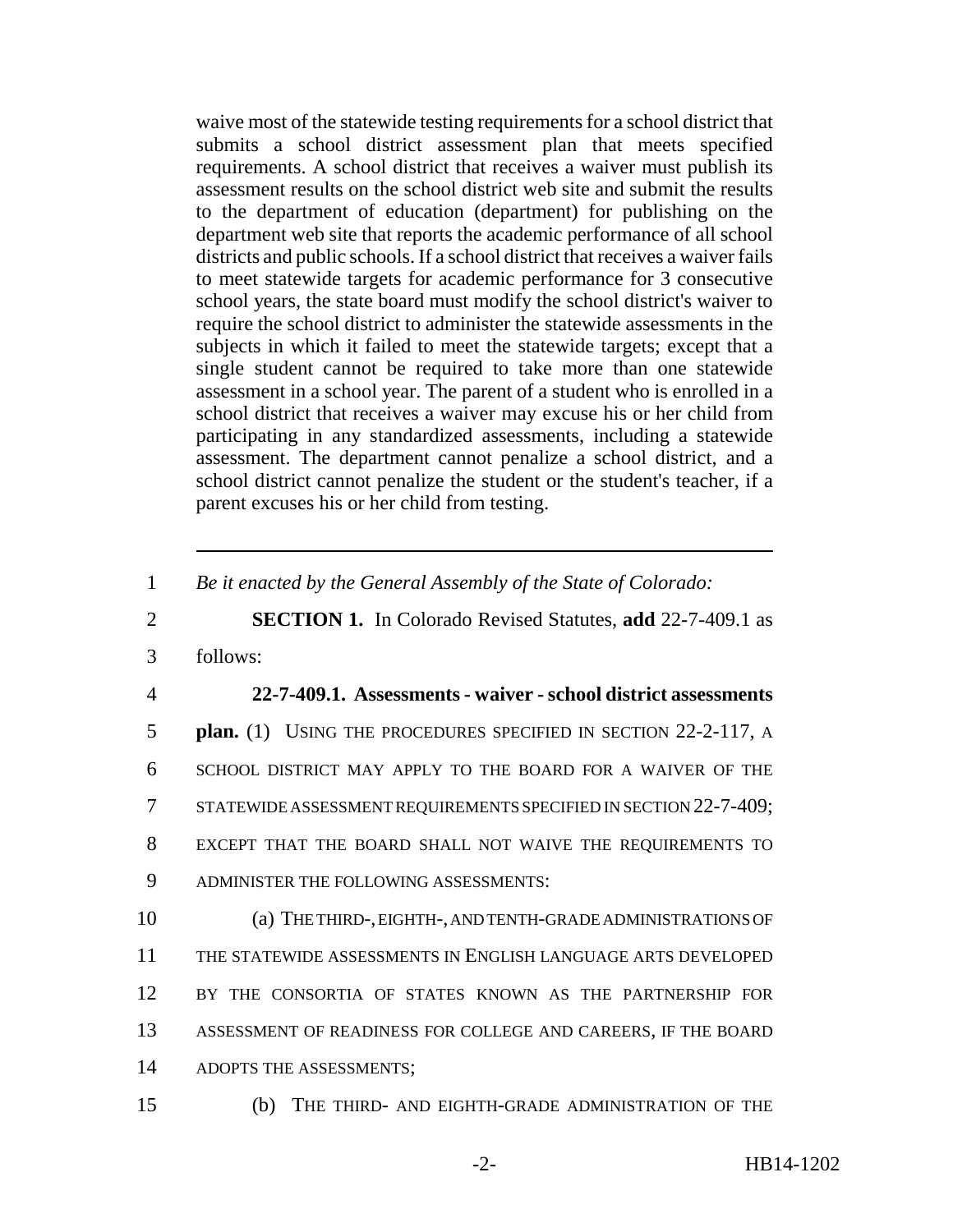waive most of the statewide testing requirements for a school district that submits a school district assessment plan that meets specified requirements. A school district that receives a waiver must publish its assessment results on the school district web site and submit the results to the department of education (department) for publishing on the department web site that reports the academic performance of all school districts and public schools. If a school district that receives a waiver fails to meet statewide targets for academic performance for 3 consecutive school years, the state board must modify the school district's waiver to require the school district to administer the statewide assessments in the subjects in which it failed to meet the statewide targets; except that a single student cannot be required to take more than one statewide assessment in a school year. The parent of a student who is enrolled in a school district that receives a waiver may excuse his or her child from participating in any standardized assessments, including a statewide assessment. The department cannot penalize a school district, and a school district cannot penalize the student or the student's teacher, if a parent excuses his or her child from testing.

---

1 *Be it enacted by the General Assembly of the State of Colorado:*

2 **SECTION 1.** In Colorado Revised Statutes, **add** 22-7-409.1 as

3 follows:

4 **22-7-409.1. Assessments - waiver - school district assessments**

5 **plan.** (1) USING THE PROCEDURES SPECIFIED IN SECTION 22-2-117, A

6 SCHOOL DISTRICT MAY APPLY TO THE BOARD FOR A WAIVER OF THE

7 STATEWIDE ASSESSMENT REQUIREMENTS SPECIFIED IN SECTION 22-7-409;

8 EXCEPT THAT THE BOARD SHALL NOT WAIVE THE REQUIREMENTS TO

9 ADMINISTER THE FOLLOWING ASSESSMENTS:

10 (a) THE THIRD-, EIGHTH-, AND TENTH-GRADE ADMINISTRATIONS OF

11 THE STATEWIDE ASSESSMENTS IN ENGLISH LANGUAGE ARTS DEVELOPED

12 BY THE CONSORTIA OF STATES KNOWN AS THE PARTNERSHIP FOR

13 ASSESSMENT OF READINESS FOR COLLEGE AND CAREERS, IF THE BOARD

14 ADOPTS THE ASSESSMENTS;

15 (b) THE THIRD- AND EIGHTH-GRADE ADMINISTRATION OF THE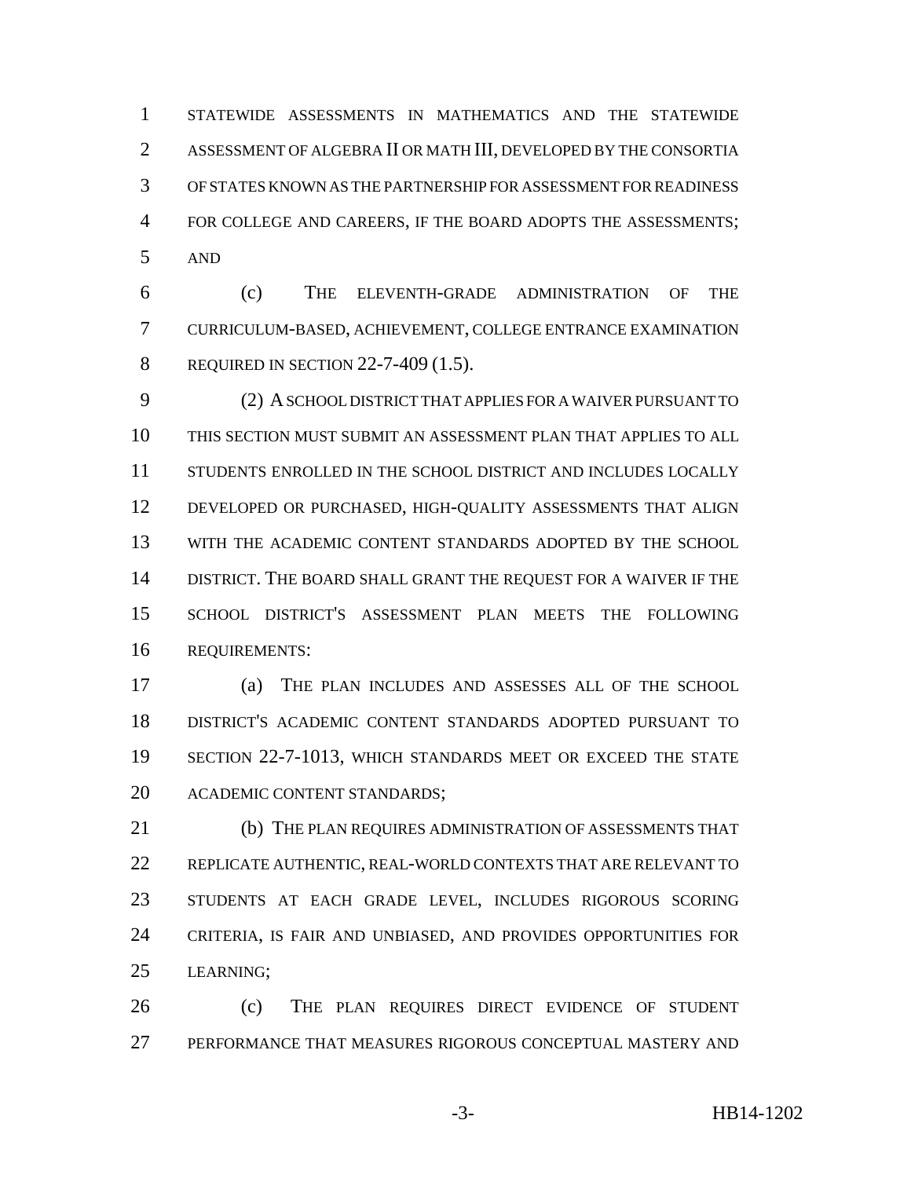STATEWIDE ASSESSMENTS IN MATHEMATICS AND THE STATEWIDE ASSESSMENT OF ALGEBRA II OR MATH III, DEVELOPED BY THE CONSORTIA OF STATES KNOWN AS THE PARTNERSHIP FOR ASSESSMENT FOR READINESS FOR COLLEGE AND CAREERS, IF THE BOARD ADOPTS THE ASSESSMENTS; AND

(c) THE ELEVENTH-GRADE ADMINISTRATION OF THE CURRICULUM-BASED, ACHIEVEMENT, COLLEGE ENTRANCE EXAMINATION REQUIRED IN SECTION 22-7-409 (1.5).

(2) A SCHOOL DISTRICT THAT APPLIES FOR A WAIVER PURSUANT TO THIS SECTION MUST SUBMIT AN ASSESSMENT PLAN THAT APPLIES TO ALL STUDENTS ENROLLED IN THE SCHOOL DISTRICT AND INCLUDES LOCALLY DEVELOPED OR PURCHASED, HIGH-QUALITY ASSESSMENTS THAT ALIGN WITH THE ACADEMIC CONTENT STANDARDS ADOPTED BY THE SCHOOL DISTRICT. THE BOARD SHALL GRANT THE REQUEST FOR A WAIVER IF THE SCHOOL DISTRICT'S ASSESSMENT PLAN MEETS THE FOLLOWING REQUIREMENTS:

(a) THE PLAN INCLUDES AND ASSESSES ALL OF THE SCHOOL DISTRICT'S ACADEMIC CONTENT STANDARDS ADOPTED PURSUANT TO SECTION 22-7-1013, WHICH STANDARDS MEET OR EXCEED THE STATE ACADEMIC CONTENT STANDARDS;

(b) THE PLAN REQUIRES ADMINISTRATION OF ASSESSMENTS THAT REPLICATE AUTHENTIC, REAL-WORLD CONTEXTS THAT ARE RELEVANT TO STUDENTS AT EACH GRADE LEVEL, INCLUDES RIGOROUS SCORING CRITERIA, IS FAIR AND UNBIASED, AND PROVIDES OPPORTUNITIES FOR LEARNING;

(c) THE PLAN REQUIRES DIRECT EVIDENCE OF STUDENT PERFORMANCE THAT MEASURES RIGOROUS CONCEPTUAL MASTERY AND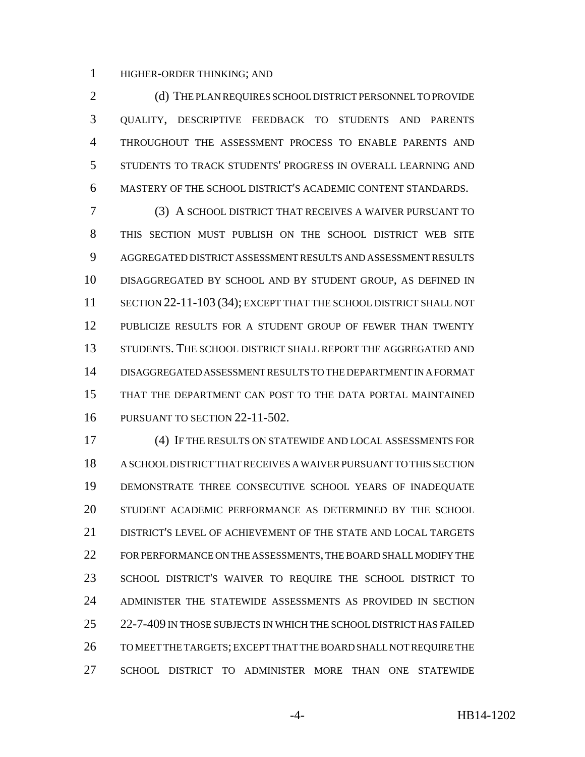HIGHER-ORDER THINKING; AND

(d) THE PLAN REQUIRES SCHOOL DISTRICT PERSONNEL TO PROVIDE QUALITY, DESCRIPTIVE FEEDBACK TO STUDENTS AND PARENTS THROUGHOUT THE ASSESSMENT PROCESS TO ENABLE PARENTS AND STUDENTS TO TRACK STUDENTS' PROGRESS IN OVERALL LEARNING AND MASTERY OF THE SCHOOL DISTRICT'S ACADEMIC CONTENT STANDARDS.

(3) A SCHOOL DISTRICT THAT RECEIVES A WAIVER PURSUANT TO THIS SECTION MUST PUBLISH ON THE SCHOOL DISTRICT WEB SITE AGGREGATED DISTRICT ASSESSMENT RESULTS AND ASSESSMENT RESULTS DISAGGREGATED BY SCHOOL AND BY STUDENT GROUP, AS DEFINED IN SECTION 22-11-103 (34); EXCEPT THAT THE SCHOOL DISTRICT SHALL NOT PUBLICIZE RESULTS FOR A STUDENT GROUP OF FEWER THAN TWENTY STUDENTS. THE SCHOOL DISTRICT SHALL REPORT THE AGGREGATED AND DISAGGREGATED ASSESSMENT RESULTS TO THE DEPARTMENT IN A FORMAT THAT THE DEPARTMENT CAN POST TO THE DATA PORTAL MAINTAINED PURSUANT TO SECTION 22-11-502.

(4) IF THE RESULTS ON STATEWIDE AND LOCAL ASSESSMENTS FOR A SCHOOL DISTRICT THAT RECEIVES A WAIVER PURSUANT TO THIS SECTION DEMONSTRATE THREE CONSECUTIVE SCHOOL YEARS OF INADEQUATE STUDENT ACADEMIC PERFORMANCE AS DETERMINED BY THE SCHOOL DISTRICT'S LEVEL OF ACHIEVEMENT OF THE STATE AND LOCAL TARGETS FOR PERFORMANCE ON THE ASSESSMENTS, THE BOARD SHALL MODIFY THE SCHOOL DISTRICT'S WAIVER TO REQUIRE THE SCHOOL DISTRICT TO ADMINISTER THE STATEWIDE ASSESSMENTS AS PROVIDED IN SECTION 22-7-409 IN THOSE SUBJECTS IN WHICH THE SCHOOL DISTRICT HAS FAILED TO MEET THE TARGETS; EXCEPT THAT THE BOARD SHALL NOT REQUIRE THE SCHOOL DISTRICT TO ADMINISTER MORE THAN ONE STATEWIDE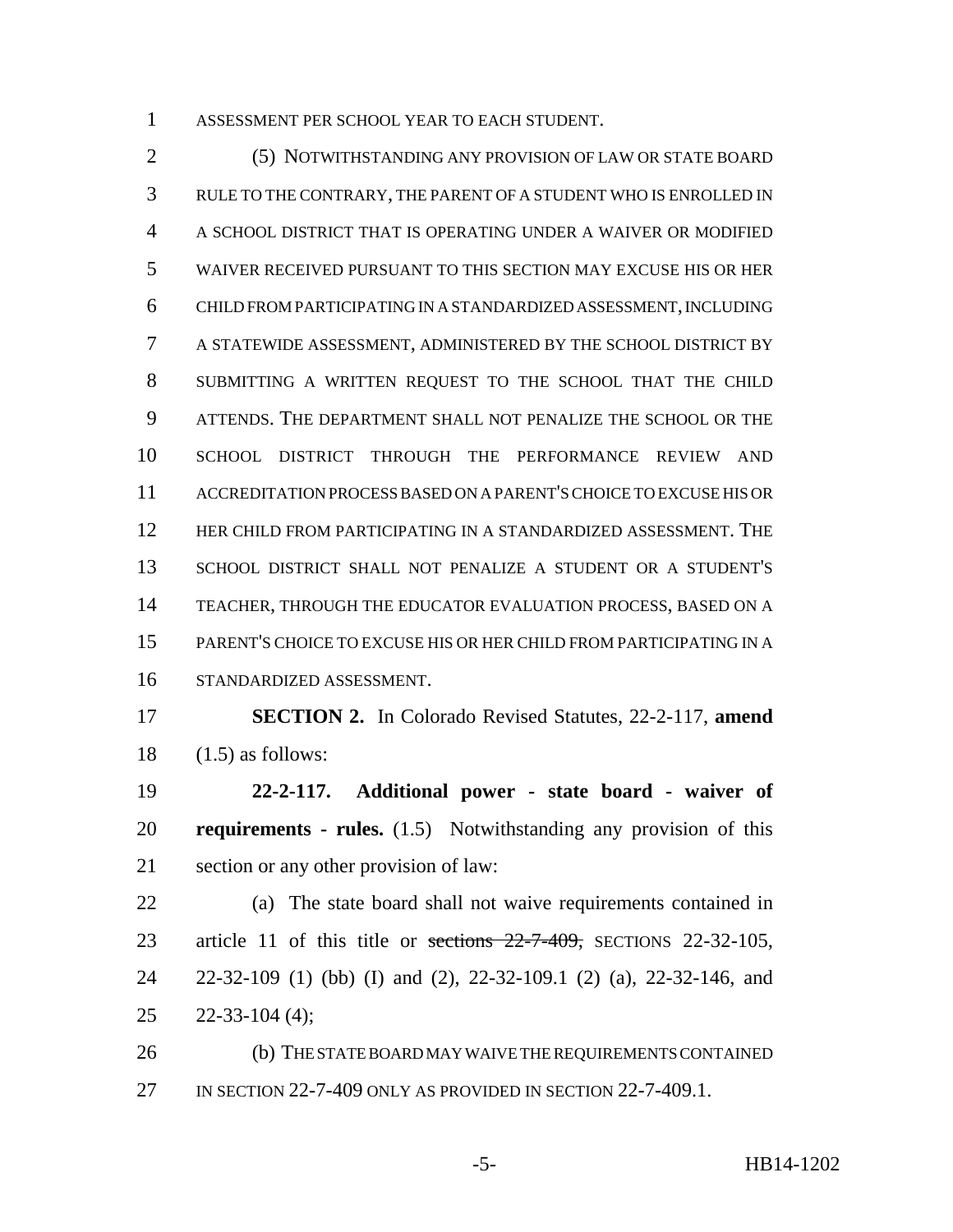ASSESSMENT PER SCHOOL YEAR TO EACH STUDENT.

(5) NOTWITHSTANDING ANY PROVISION OF LAW OR STATE BOARD RULE TO THE CONTRARY, THE PARENT OF A STUDENT WHO IS ENROLLED IN A SCHOOL DISTRICT THAT IS OPERATING UNDER A WAIVER OR MODIFIED WAIVER RECEIVED PURSUANT TO THIS SECTION MAY EXCUSE HIS OR HER CHILD FROM PARTICIPATING IN A STANDARDIZED ASSESSMENT, INCLUDING A STATEWIDE ASSESSMENT, ADMINISTERED BY THE SCHOOL DISTRICT BY SUBMITTING A WRITTEN REQUEST TO THE SCHOOL THAT THE CHILD ATTENDS. THE DEPARTMENT SHALL NOT PENALIZE THE SCHOOL OR THE SCHOOL DISTRICT THROUGH THE PERFORMANCE REVIEW AND ACCREDITATION PROCESS BASED ON A PARENT'S CHOICE TO EXCUSE HIS OR HER CHILD FROM PARTICIPATING IN A STANDARDIZED ASSESSMENT. THE SCHOOL DISTRICT SHALL NOT PENALIZE A STUDENT OR A STUDENT'S TEACHER, THROUGH THE EDUCATOR EVALUATION PROCESS, BASED ON A PARENT'S CHOICE TO EXCUSE HIS OR HER CHILD FROM PARTICIPATING IN A STANDARDIZED ASSESSMENT.

**SECTION 2.** In Colorado Revised Statutes, 22-2-117, **amend** (1.5) as follows:

**22-2-117. Additional power - state board - waiver of requirements - rules.** (1.5) Notwithstanding any provision of this section or any other provision of law:

(a) The state board shall not waive requirements contained in article 11 of this title or ~~sections 22-7-409,~~ SECTIONS 22-32-105, 22-32-109 (1) (bb) (I) and (2), 22-32-109.1 (2) (a), 22-32-146, and 22-33-104 (4);

(b) THE STATE BOARD MAY WAIVE THE REQUIREMENTS CONTAINED IN SECTION 22-7-409 ONLY AS PROVIDED IN SECTION 22-7-409.1.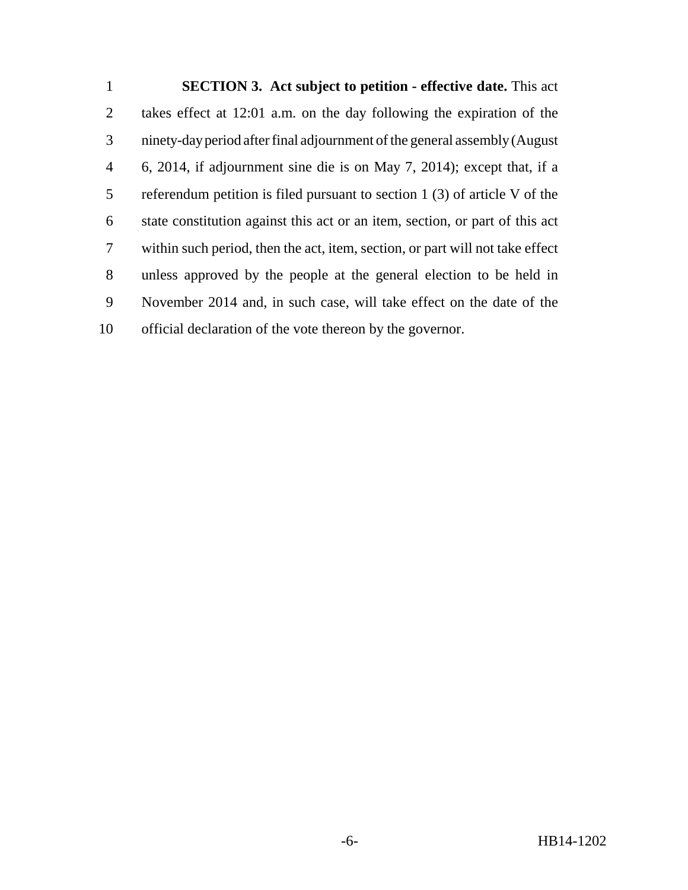**SECTION 3. Act subject to petition - effective date.** This act takes effect at 12:01 a.m. on the day following the expiration of the ninety-day period after final adjournment of the general assembly (August 6, 2014, if adjournment sine die is on May 7, 2014); except that, if a referendum petition is filed pursuant to section 1 (3) of article V of the state constitution against this act or an item, section, or part of this act within such period, then the act, item, section, or part will not take effect unless approved by the people at the general election to be held in November 2014 and, in such case, will take effect on the date of the official declaration of the vote thereon by the governor.